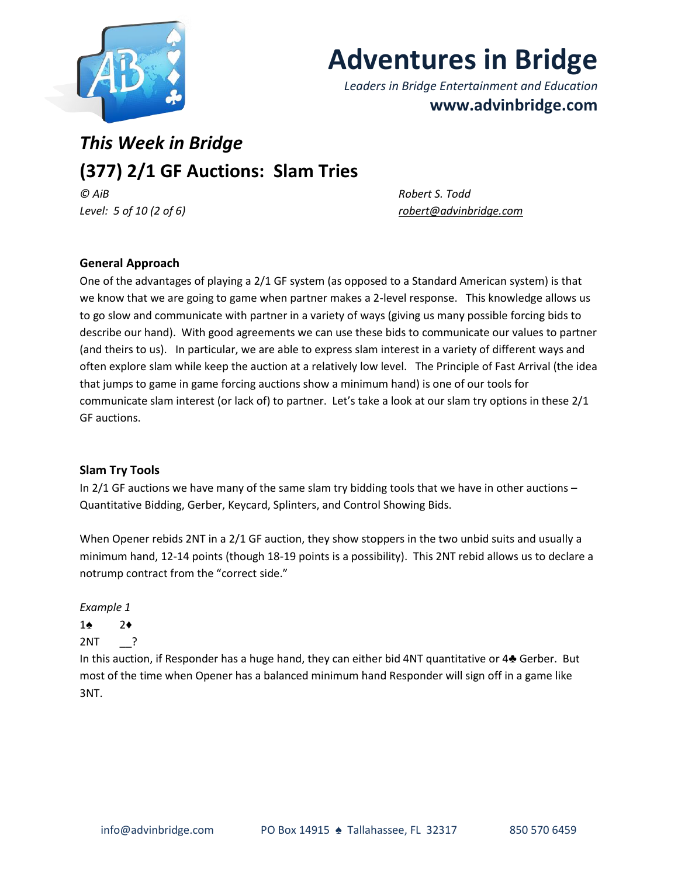# Adventures in Bridge

*Leaders in Bridge Entertainment and Education*

**www.advinbridge.com**

## *This Week in Bridge*

## (377) 2/1 GF Auctions: Slam Tries

*© AiB*
*Level: 5 of 10 (2 of 6)*

*Robert S. Todd*
*robert@advinbridge.com*

### General Approach

One of the advantages of playing a 2/1 GF system (as opposed to a Standard American system) is that we know that we are going to game when partner makes a 2-level response. This knowledge allows us to go slow and communicate with partner in a variety of ways (giving us many possible forcing bids to describe our hand). With good agreements we can use these bids to communicate our values to partner (and theirs to us). In particular, we are able to express slam interest in a variety of different ways and often explore slam while keep the auction at a relatively low level. The Principle of Fast Arrival (the idea that jumps to game in game forcing auctions show a minimum hand) is one of our tools for communicate slam interest (or lack of) to partner. Let's take a look at our slam try options in these 2/1 GF auctions.

### Slam Try Tools

In 2/1 GF auctions we have many of the same slam try bidding tools that we have in other auctions – Quantitative Bidding, Gerber, Keycard, Splinters, and Control Showing Bids.

When Opener rebids 2NT in a 2/1 GF auction, they show stoppers in the two unbid suits and usually a minimum hand, 12-14 points (though 18-19 points is a possibility). This 2NT rebid allows us to declare a notrump contract from the "correct side."

*Example 1*

1♠ 2♦
2NT __?

In this auction, if Responder has a huge hand, they can either bid 4NT quantitative or 4♣ Gerber. But most of the time when Opener has a balanced minimum hand Responder will sign off in a game like 3NT.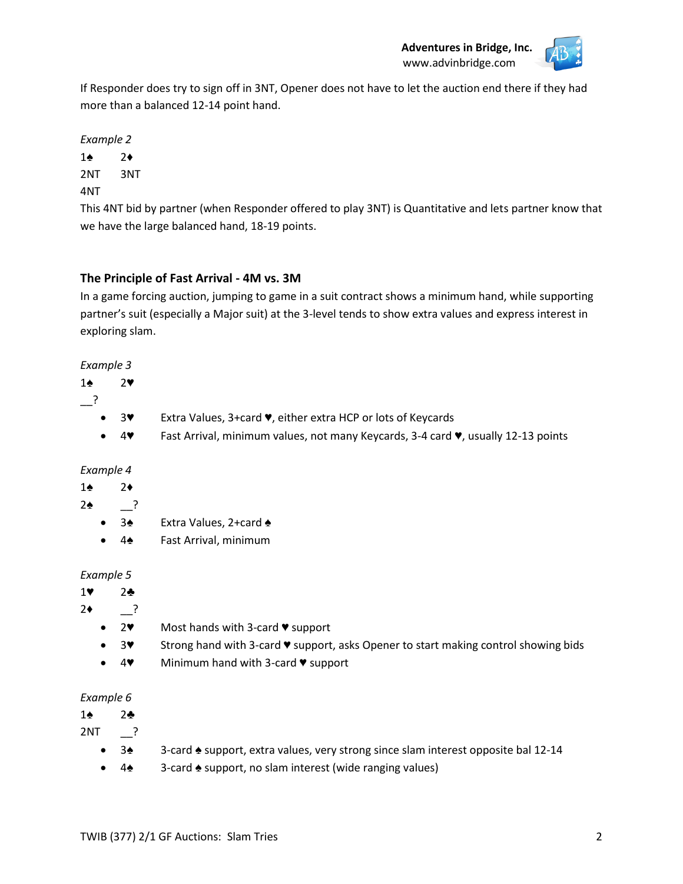If Responder does try to sign off in 3NT, Opener does not have to let the auction end there if they had more than a balanced 12-14 point hand.

*Example 2*

1♠ 2♦
2NT 3NT
4NT

This 4NT bid by partner (when Responder offered to play 3NT) is Quantitative and lets partner know that we have the large balanced hand, 18-19 points.

### The Principle of Fast Arrival - 4M vs. 3M

In a game forcing auction, jumping to game in a suit contract shows a minimum hand, while supporting partner's suit (especially a Major suit) at the 3-level tends to show extra values and express interest in exploring slam.

*Example 3*

1♠ 2♥
__?

- 3♥ Extra Values, 3+card ♥, either extra HCP or lots of Keycards
- 4♥ Fast Arrival, minimum values, not many Keycards, 3-4 card ♥, usually 12-13 points

*Example 4*

1♠ 2♦
2♠ __?

- 3♠ Extra Values, 2+card ♠
- 4♠ Fast Arrival, minimum

*Example 5*

1♥ 2♣
2♦ __?

- 2♥ Most hands with 3-card ♥ support
- 3♥ Strong hand with 3-card ♥ support, asks Opener to start making control showing bids
- 4♥ Minimum hand with 3-card ♥ support

*Example 6*

1♠ 2♣
2NT __?

- 3♠ 3-card ♠ support, extra values, very strong since slam interest opposite bal 12-14
- 4♠ 3-card ♠ support, no slam interest (wide ranging values)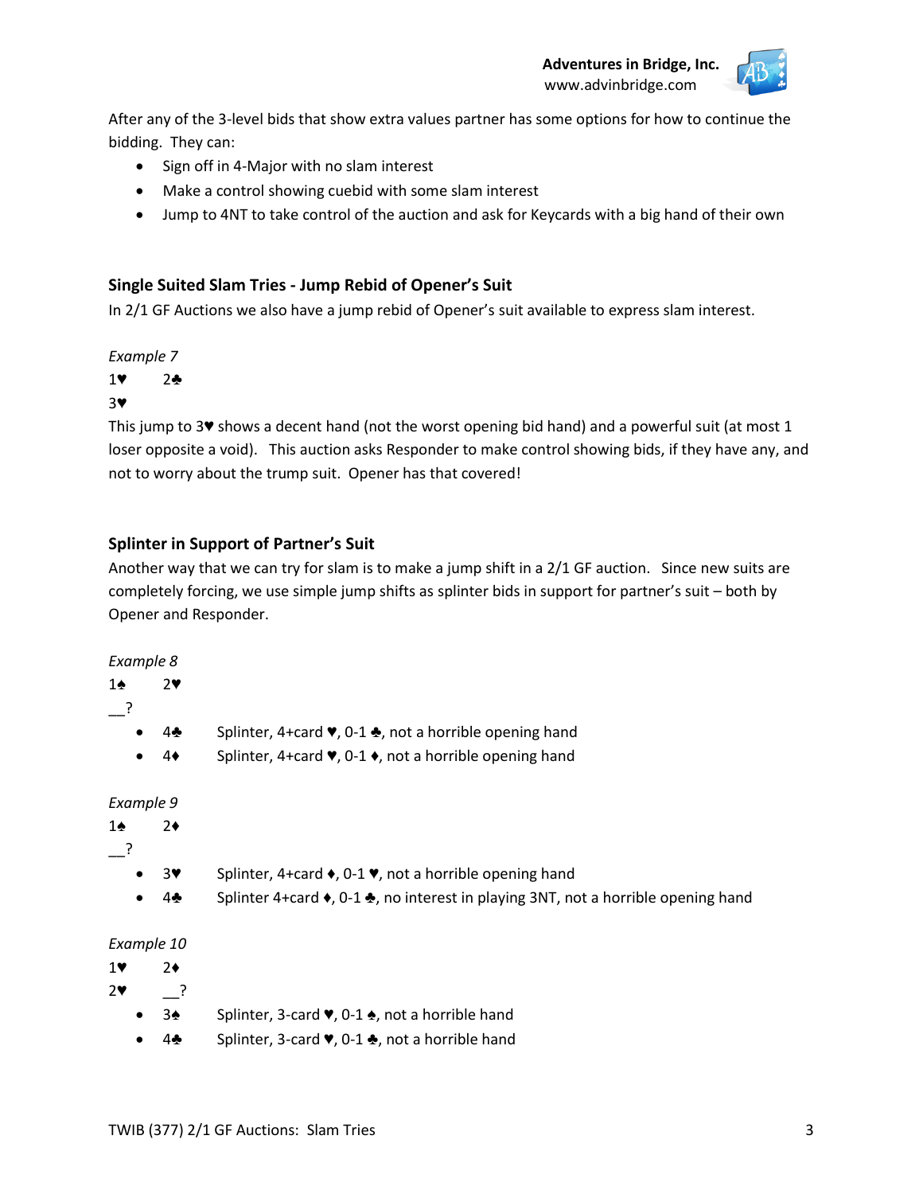After any of the 3-level bids that show extra values partner has some options for how to continue the bidding. They can:

- Sign off in 4-Major with no slam interest
- Make a control showing cuebid with some slam interest
- Jump to 4NT to take control of the auction and ask for Keycards with a big hand of their own

### Single Suited Slam Tries - Jump Rebid of Opener's Suit

In 2/1 GF Auctions we also have a jump rebid of Opener's suit available to express slam interest.

*Example 7*

1♥ 2♣
3♥

This jump to 3♥ shows a decent hand (not the worst opening bid hand) and a powerful suit (at most 1 loser opposite a void). This auction asks Responder to make control showing bids, if they have any, and not to worry about the trump suit. Opener has that covered!

### Splinter in Support of Partner's Suit

Another way that we can try for slam is to make a jump shift in a 2/1 GF auction. Since new suits are completely forcing, we use simple jump shifts as splinter bids in support for partner's suit – both by Opener and Responder.

*Example 8*

1♠ 2♥
__?

- 4♣ Splinter, 4+card ♥, 0-1 ♣, not a horrible opening hand
- 4♦ Splinter, 4+card ♥, 0-1 ♦, not a horrible opening hand

*Example 9*

1♠ 2♦
__?

- 3♥ Splinter, 4+card ♦, 0-1 ♥, not a horrible opening hand
- 4♣ Splinter 4+card ♦, 0-1 ♣, no interest in playing 3NT, not a horrible opening hand

*Example 10*

1♥ 2♦
2♥ __?

- 3♠ Splinter, 3-card ♥, 0-1 ♠, not a horrible hand
- 4♣ Splinter, 3-card ♥, 0-1 ♣, not a horrible hand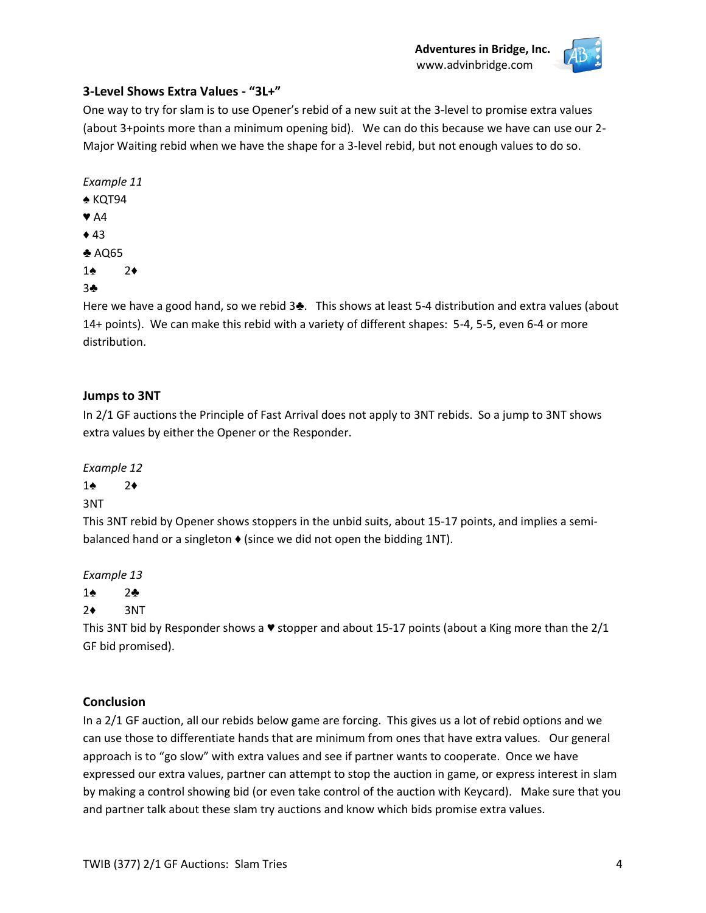### 3-Level Shows Extra Values - "3L+"

One way to try for slam is to use Opener's rebid of a new suit at the 3-level to promise extra values (about 3+points more than a minimum opening bid). We can do this because we have can use our 2-Major Waiting rebid when we have the shape for a 3-level rebid, but not enough values to do so.

*Example 11*

♠ KQT94
♥ A4
♦ 43
♣ AQ65

1♠ 2♦
3♣

Here we have a good hand, so we rebid 3♣. This shows at least 5-4 distribution and extra values (about 14+ points). We can make this rebid with a variety of different shapes: 5-4, 5-5, even 6-4 or more distribution.

### Jumps to 3NT

In 2/1 GF auctions the Principle of Fast Arrival does not apply to 3NT rebids. So a jump to 3NT shows extra values by either the Opener or the Responder.

*Example 12*

1♠ 2♦
3NT

This 3NT rebid by Opener shows stoppers in the unbid suits, about 15-17 points, and implies a semi-balanced hand or a singleton ♦ (since we did not open the bidding 1NT).

*Example 13*

1♠ 2♣
2♦ 3NT

This 3NT bid by Responder shows a ♥ stopper and about 15-17 points (about a King more than the 2/1 GF bid promised).

### Conclusion

In a 2/1 GF auction, all our rebids below game are forcing. This gives us a lot of rebid options and we can use those to differentiate hands that are minimum from ones that have extra values. Our general approach is to "go slow" with extra values and see if partner wants to cooperate. Once we have expressed our extra values, partner can attempt to stop the auction in game, or express interest in slam by making a control showing bid (or even take control of the auction with Keycard). Make sure that you and partner talk about these slam try auctions and know which bids promise extra values.